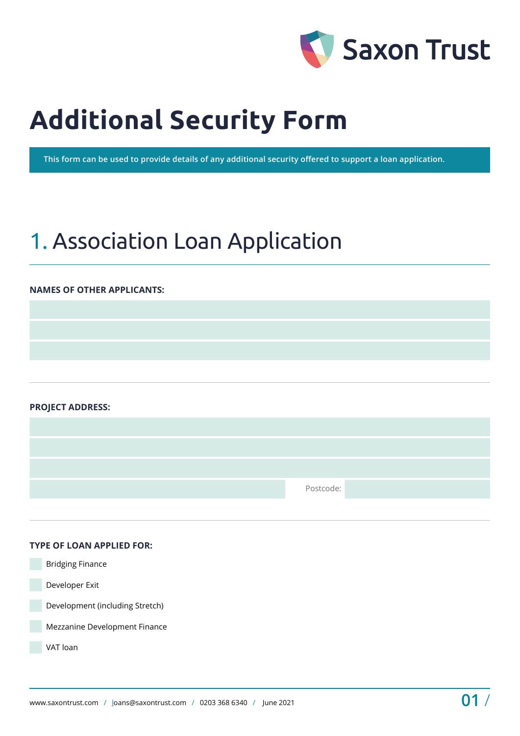Saxon Trust

# Additional Security Form

This form can be used to provide details of any additional security offered to support a loan application.

## 1. Association Loan Application

**NAMES OF OTHER APPLICANTS:**

**PROJECT ADDRESS:**

Postcode:

**TYPE OF LOAN APPLIED FOR:**

- ☐ Bridging Finance
- ☐ Developer Exit
- ☐ Development (including Stretch)
- ☐ Mezzanine Development Finance
- ☐ VAT loan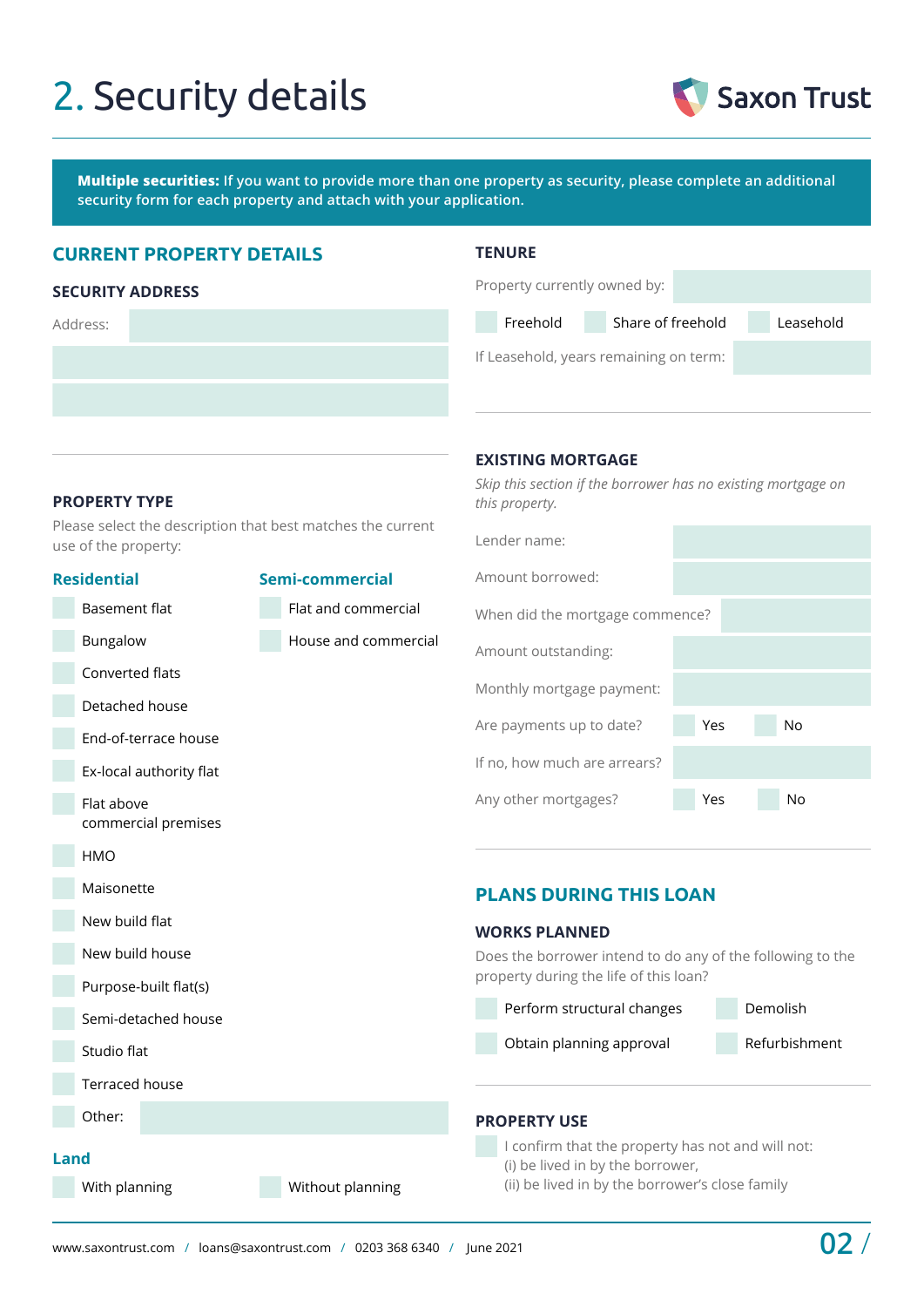# 2. Security details

Saxon Trust

**Multiple securities:** If you want to provide more than one property as security, please complete an additional security form for each property and attach with your application.

## CURRENT PROPERTY DETAILS

### SECURITY ADDRESS

Address:

### PROPERTY TYPE

Please select the description that best matches the current use of the property:

**Residential**

- Basement flat
- Bungalow
- Converted flats
- Detached house
- End-of-terrace house
- Ex-local authority flat
- Flat above commercial premises
- HMO
- Maisonette
- New build flat
- New build house
- Purpose-built flat(s)
- Semi-detached house
- Studio flat
- Terraced house
- Other:

**Semi-commercial**

- Flat and commercial
- House and commercial

**Land**

- With planning
- Without planning

### TENURE

Property currently owned by:

- Freehold
- Share of freehold
- Leasehold

If Leasehold, years remaining on term:

### EXISTING MORTGAGE

*Skip this section if the borrower has no existing mortgage on this property.*

Lender name:

Amount borrowed:

When did the mortgage commence?

Amount outstanding:

Monthly mortgage payment:

Are payments up to date? Yes / No

If no, how much are arrears?

Any other mortgages? Yes / No

## PLANS DURING THIS LOAN

### WORKS PLANNED

Does the borrower intend to do any of the following to the property during the life of this loan?

- Perform structural changes
- Demolish
- Obtain planning approval
- Refurbishment

### PROPERTY USE

- I confirm that the property has not and will not:
  (i) be lived in by the borrower,
  (ii) be lived in by the borrower's close family

www.saxontrust.com / loans@saxontrust.com / 0203 368 6340 / June 2021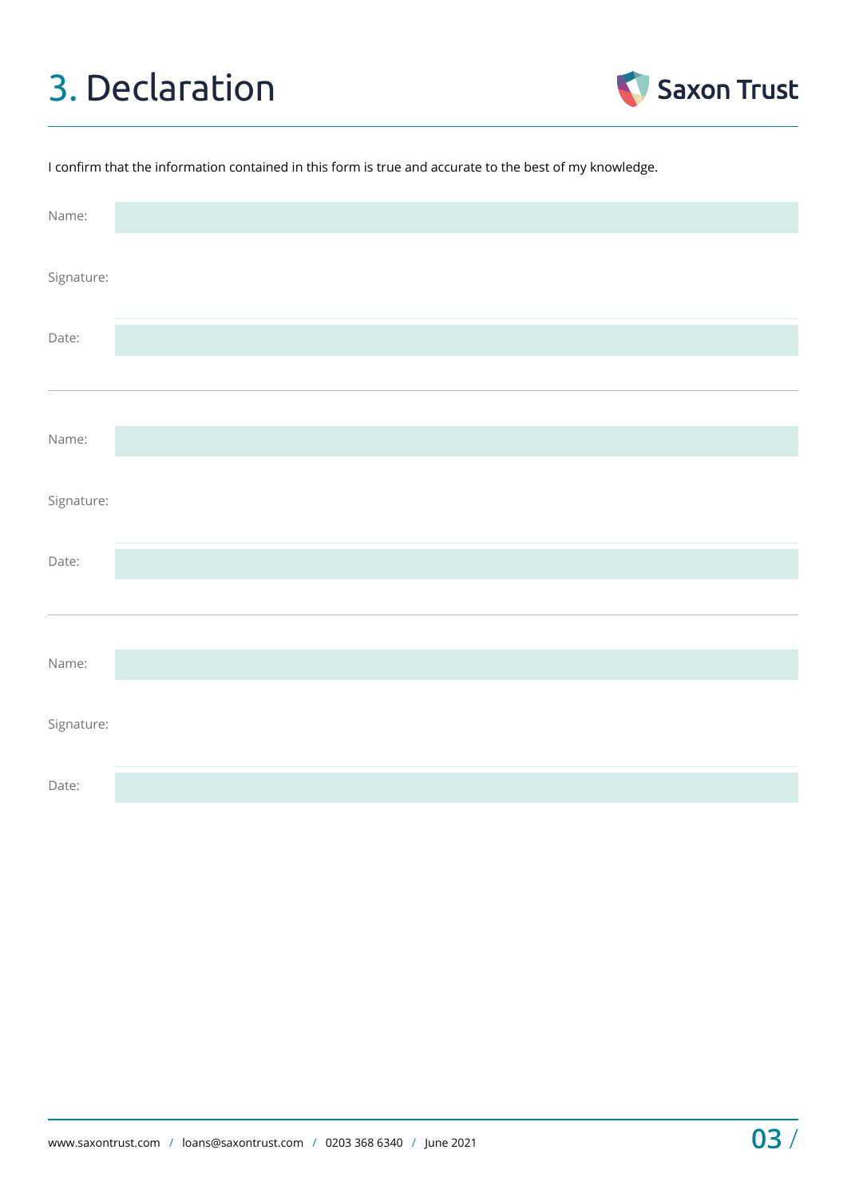# 3. Declaration

I confirm that the information contained in this form is true and accurate to the best of my knowledge.

Name:

Signature:

Date:

---

Name:

Signature:

Date:

---

Name:

Signature:

Date: